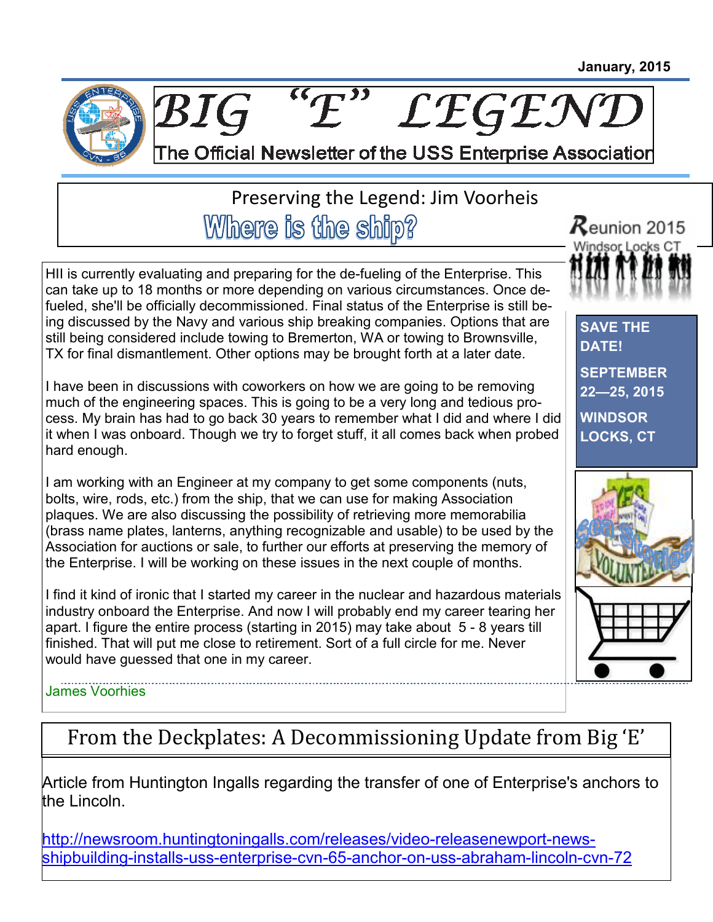January, 2015

# BIG "E" LEGEND

The Official Newsletter of the USS Enterprise Association

## Preserving the Legend: Jim Voorheis

### Where is the ship?

HII is currently evaluating and preparing for the de-fueling of the Enterprise. This can take up to 18 months or more depending on various circumstances. Once de-fueled, she'll be officially decommissioned. Final status of the Enterprise is still being discussed by the Navy and various ship breaking companies. Options that are still being considered include towing to Bremerton, WA or towing to Brownsville, TX for final dismantlement. Other options may be brought forth at a later date.

I have been in discussions with coworkers on how we are going to be removing much of the engineering spaces. This is going to be a very long and tedious process. My brain has had to go back 30 years to remember what I did and where I did it when I was onboard. Though we try to forget stuff, it all comes back when probed hard enough.

I am working with an Engineer at my company to get some components (nuts, bolts, wire, rods, etc.) from the ship, that we can use for making Association plaques. We are also discussing the possibility of retrieving more memorabilia (brass name plates, lanterns, anything recognizable and usable) to be used by the Association for auctions or sale, to further our efforts at preserving the memory of the Enterprise. I will be working on these issues in the next couple of months.

I find it kind of ironic that I started my career in the nuclear and hazardous materials industry onboard the Enterprise. And now I will probably end my career tearing her apart. I figure the entire process (starting in 2015) may take about 5 - 8 years till finished. That will put me close to retirement. Sort of a full circle for me. Never would have guessed that one in my career.

James Voorhies

**Reunion 2015**
Windsor Locks CT

**SAVE THE DATE!**

**SEPTEMBER 22—25, 2015**

**WINDSOR LOCKS, CT**

## From the Deckplates: A Decommissioning Update from Big 'E'

Article from Huntington Ingalls regarding the transfer of one of Enterprise's anchors to the Lincoln.

http://newsroom.huntingtoningalls.com/releases/video-releasenewport-news-shipbuilding-installs-uss-enterprise-cvn-65-anchor-on-uss-abraham-lincoln-cvn-72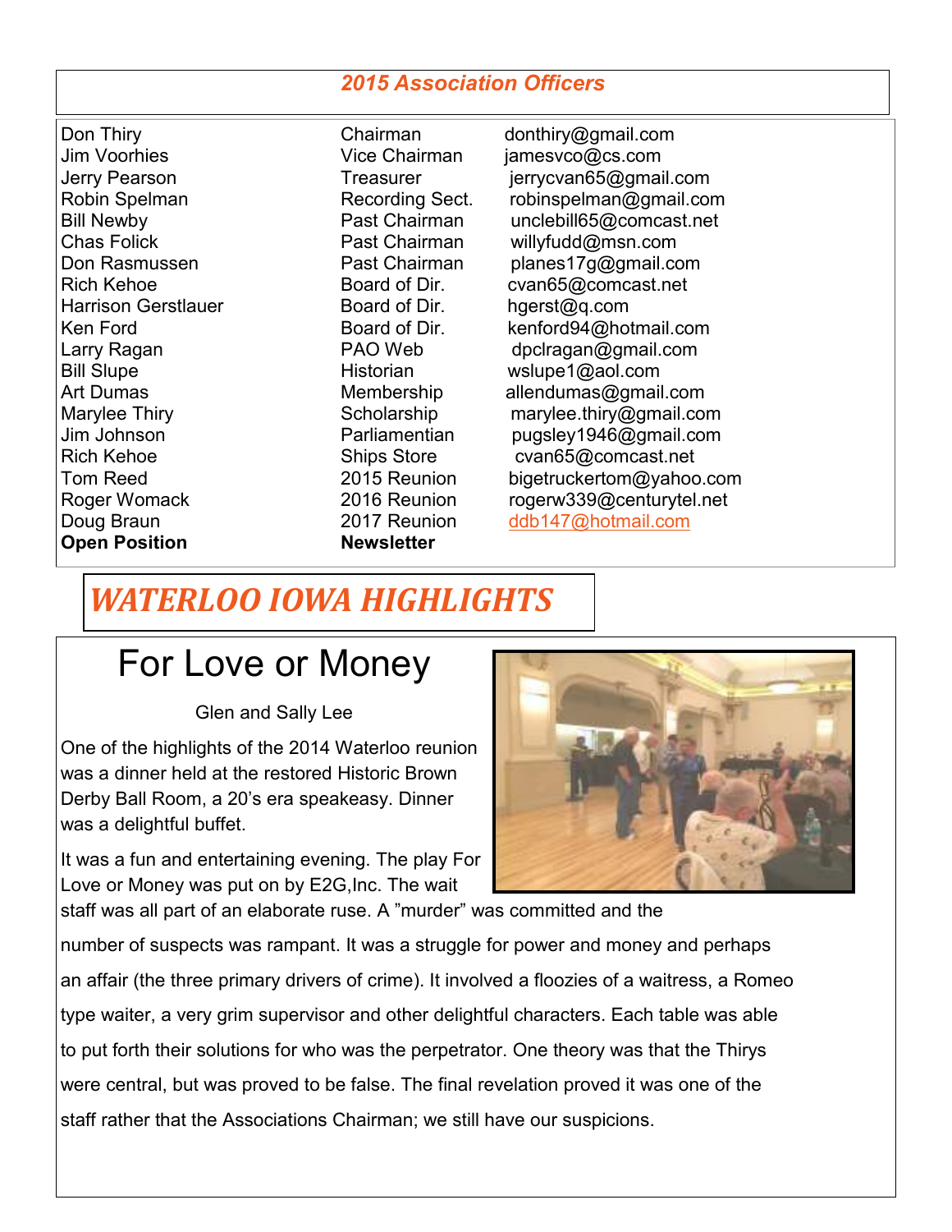## *2015 Association Officers*

| Name | Position | Email |
|---|---|---|
| Don Thiry | Chairman | donthiry@gmail.com |
| Jim Voorhies | Vice Chairman | jamesvco@cs.com |
| Jerry Pearson | Treasurer | jerrycvan65@gmail.com |
| Robin Spelman | Recording Sect. | robinspelman@gmail.com |
| Bill Newby | Past Chairman | unclebill65@comcast.net |
| Chas Folick | Past Chairman | willyfudd@msn.com |
| Don Rasmussen | Past Chairman | planes17g@gmail.com |
| Rich Kehoe | Board of Dir. | cvan65@comcast.net |
| Harrison Gerstlauer | Board of Dir. | hgerst@q.com |
| Ken Ford | Board of Dir. | kenford94@hotmail.com |
| Larry Ragan | PAO Web | dpclragan@gmail.com |
| Bill Slupe | Historian | wslupe1@aol.com |
| Art Dumas | Membership | allendumas@gmail.com |
| Marylee Thiry | Scholarship | marylee.thiry@gmail.com |
| Jim Johnson | Parliamentian | pugsley1946@gmail.com |
| Rich Kehoe | Ships Store | cvan65@comcast.net |
| Tom Reed | 2015 Reunion | bigetruckertom@yahoo.com |
| Roger Womack | 2016 Reunion | rogerw339@centurytel.net |
| Doug Braun | 2017 Reunion | ddb147@hotmail.com |
| **Open Position** | **Newsletter** | |

# *WATERLOO IOWA HIGHLIGHTS*

## For Love or Money

Glen and Sally Lee

One of the highlights of the 2014 Waterloo reunion was a dinner held at the restored Historic Brown Derby Ball Room, a 20's era speakeasy. Dinner was a delightful buffet.

It was a fun and entertaining evening. The play For Love or Money was put on by E2G,Inc. The wait staff was all part of an elaborate ruse. A "murder" was committed and the number of suspects was rampant. It was a struggle for power and money and perhaps an affair (the three primary drivers of crime). It involved a floozies of a waitress, a Romeo type waiter, a very grim supervisor and other delightful characters. Each table was able to put forth their solutions for who was the perpetrator. One theory was that the Thirys were central, but was proved to be false. The final revelation proved it was one of the staff rather that the Associations Chairman; we still have our suspicions.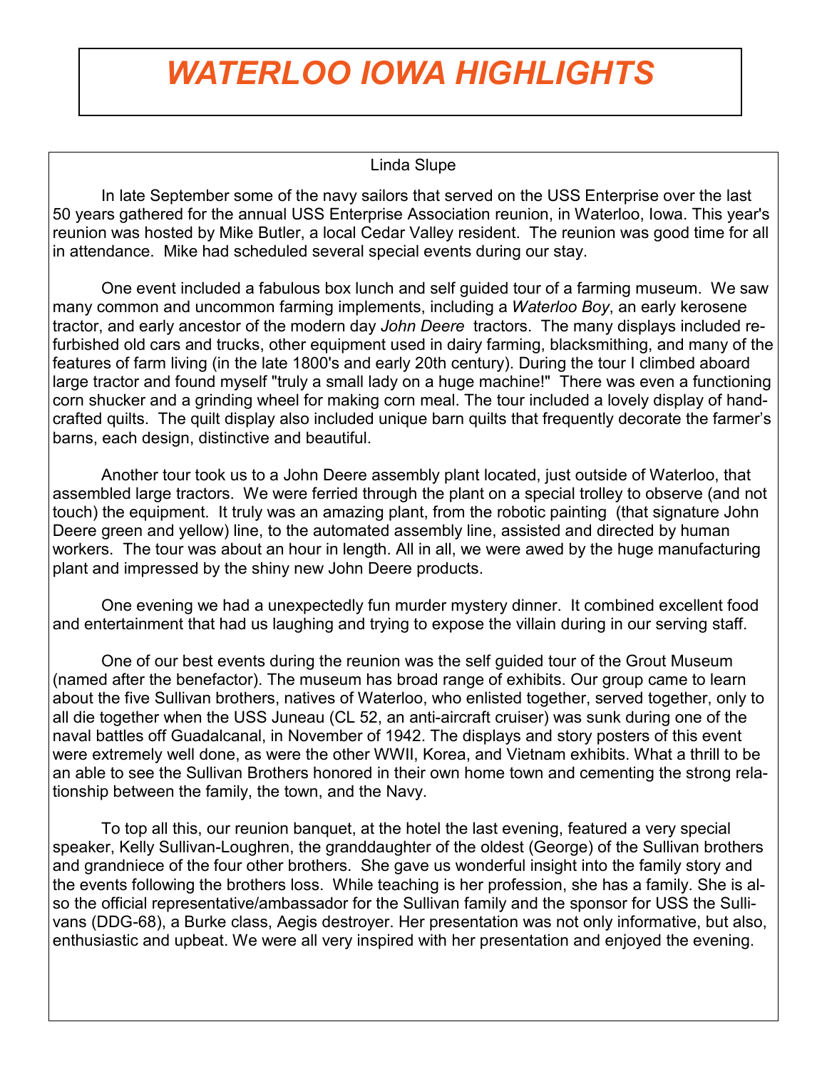# WATERLOO IOWA HIGHLIGHTS

Linda Slupe

In late September some of the navy sailors that served on the USS Enterprise over the last 50 years gathered for the annual USS Enterprise Association reunion, in Waterloo, Iowa. This year's reunion was hosted by Mike Butler, a local Cedar Valley resident. The reunion was good time for all in attendance. Mike had scheduled several special events during our stay.

One event included a fabulous box lunch and self guided tour of a farming museum. We saw many common and uncommon farming implements, including a *Waterloo Boy*, an early kerosene tractor, and early ancestor of the modern day *John Deere* tractors. The many displays included re-furbished old cars and trucks, other equipment used in dairy farming, blacksmithing, and many of the features of farm living (in the late 1800's and early 20th century). During the tour I climbed aboard large tractor and found myself "truly a small lady on a huge machine!" There was even a functioning corn shucker and a grinding wheel for making corn meal. The tour included a lovely display of hand-crafted quilts. The quilt display also included unique barn quilts that frequently decorate the farmer's barns, each design, distinctive and beautiful.

Another tour took us to a John Deere assembly plant located, just outside of Waterloo, that assembled large tractors. We were ferried through the plant on a special trolley to observe (and not touch) the equipment. It truly was an amazing plant, from the robotic painting (that signature John Deere green and yellow) line, to the automated assembly line, assisted and directed by human workers. The tour was about an hour in length. All in all, we were awed by the huge manufacturing plant and impressed by the shiny new John Deere products.

One evening we had a unexpectedly fun murder mystery dinner. It combined excellent food and entertainment that had us laughing and trying to expose the villain during in our serving staff.

One of our best events during the reunion was the self guided tour of the Grout Museum (named after the benefactor). The museum has broad range of exhibits. Our group came to learn about the five Sullivan brothers, natives of Waterloo, who enlisted together, served together, only to all die together when the USS Juneau (CL 52, an anti-aircraft cruiser) was sunk during one of the naval battles off Guadalcanal, in November of 1942. The displays and story posters of this event were extremely well done, as were the other WWII, Korea, and Vietnam exhibits. What a thrill to be an able to see the Sullivan Brothers honored in their own home town and cementing the strong relationship between the family, the town, and the Navy.

To top all this, our reunion banquet, at the hotel the last evening, featured a very special speaker, Kelly Sullivan-Loughren, the granddaughter of the oldest (George) of the Sullivan brothers and grandniece of the four other brothers. She gave us wonderful insight into the family story and the events following the brothers loss. While teaching is her profession, she has a family. She is also the official representative/ambassador for the Sullivan family and the sponsor for USS the Sullivans (DDG-68), a Burke class, Aegis destroyer. Her presentation was not only informative, but also, enthusiastic and upbeat. We were all very inspired with her presentation and enjoyed the evening.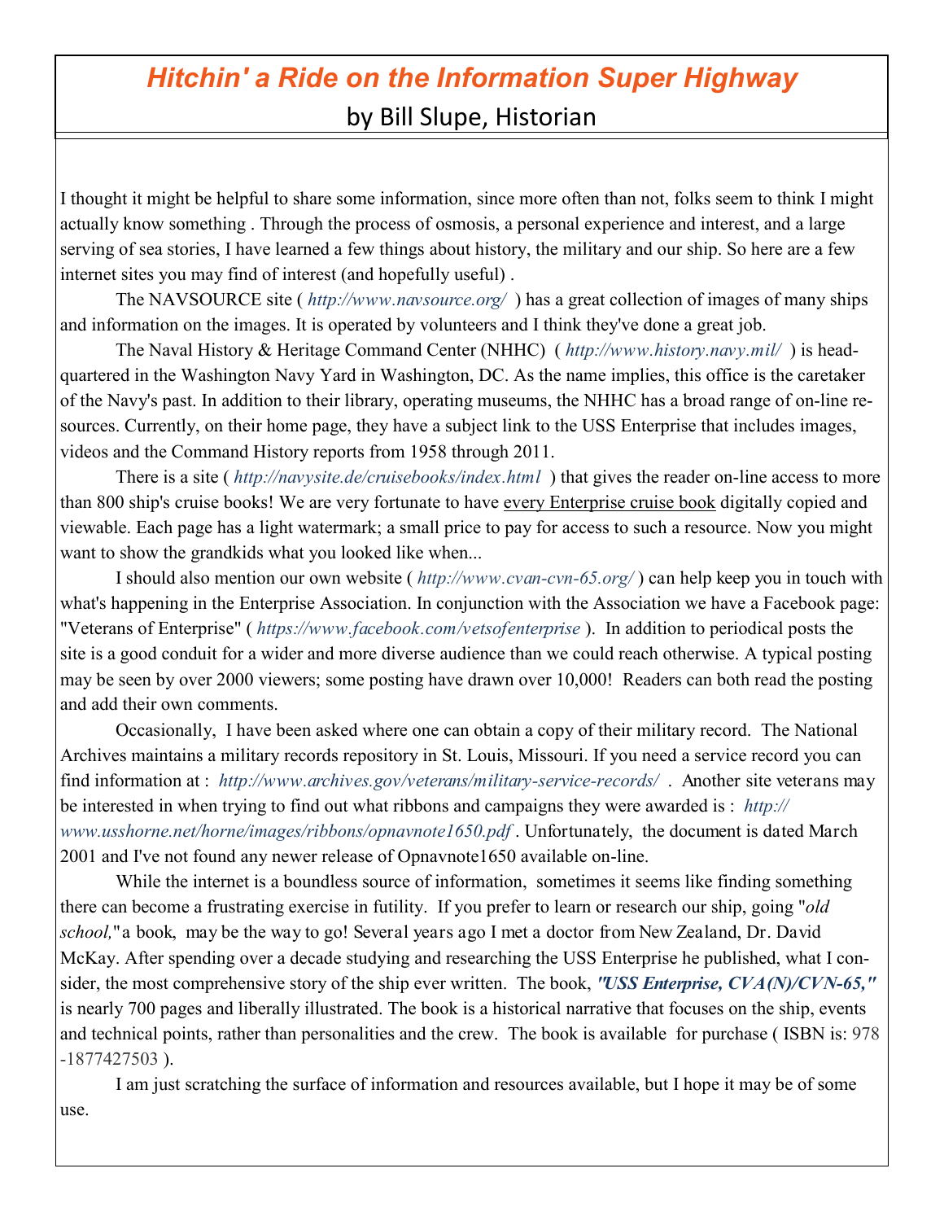# *Hitchin' a Ride on the Information Super Highway*

by Bill Slupe, Historian

I thought it might be helpful to share some information, since more often than not, folks seem to think I might actually know something . Through the process of osmosis, a personal experience and interest, and a large serving of sea stories, I have learned a few things about history, the military and our ship. So here are a few internet sites you may find of interest (and hopefully useful) .

The NAVSOURCE site ( *http://www.navsource.org/* ) has a great collection of images of many ships and information on the images. It is operated by volunteers and I think they've done a great job.

The Naval History & Heritage Command Center (NHHC) ( *http://www.history.navy.mil/* ) is headquartered in the Washington Navy Yard in Washington, DC. As the name implies, this office is the caretaker of the Navy's past. In addition to their library, operating museums, the NHHC has a broad range of on-line resources. Currently, on their home page, they have a subject link to the USS Enterprise that includes images, videos and the Command History reports from 1958 through 2011.

There is a site ( *http://navysite.de/cruisebooks/index.html* ) that gives the reader on-line access to more than 800 ship's cruise books! We are very fortunate to have every Enterprise cruise book digitally copied and viewable. Each page has a light watermark; a small price to pay for access to such a resource. Now you might want to show the grandkids what you looked like when...

I should also mention our own website ( *http://www.cvan-cvn-65.org/* ) can help keep you in touch with what's happening in the Enterprise Association. In conjunction with the Association we have a Facebook page: "Veterans of Enterprise" ( *https://www.facebook.com/vetsofenterprise* ). In addition to periodical posts the site is a good conduit for a wider and more diverse audience than we could reach otherwise. A typical posting may be seen by over 2000 viewers; some posting have drawn over 10,000! Readers can both read the posting and add their own comments.

Occasionally, I have been asked where one can obtain a copy of their military record. The National Archives maintains a military records repository in St. Louis, Missouri. If you need a service record you can find information at : *http://www.archives.gov/veterans/military-service-records/* . Another site veterans may be interested in when trying to find out what ribbons and campaigns they were awarded is : *http://www.usshorne.net/horne/images/ribbons/opnavnote1650.pdf* . Unfortunately, the document is dated March 2001 and I've not found any newer release of Opnavnote1650 available on-line.

While the internet is a boundless source of information, sometimes it seems like finding something there can become a frustrating exercise in futility. If you prefer to learn or research our ship, going "*old school,*" a book, may be the way to go! Several years ago I met a doctor from New Zealand, Dr. David McKay. After spending over a decade studying and researching the USS Enterprise he published, what I consider, the most comprehensive story of the ship ever written. The book, ***"USS Enterprise, CVA(N)/CVN-65,"*** is nearly 700 pages and liberally illustrated. The book is a historical narrative that focuses on the ship, events and technical points, rather than personalities and the crew. The book is available for purchase ( ISBN is: 978-1877427503 ).

I am just scratching the surface of information and resources available, but I hope it may be of some use.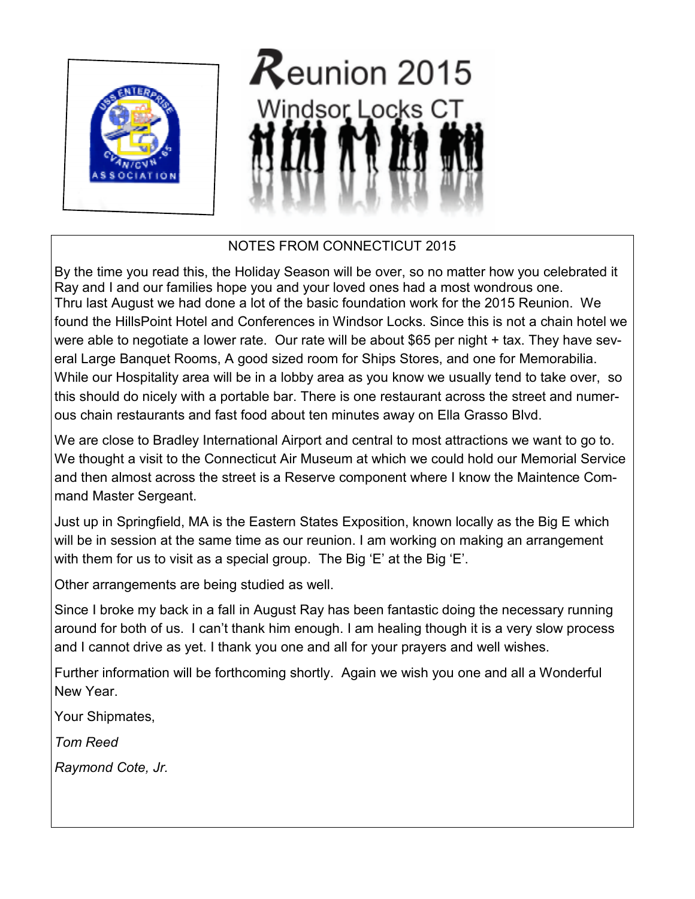# Reunion 2015

## Windsor Locks CT

### NOTES FROM CONNECTICUT 2015

By the time you read this, the Holiday Season will be over, so no matter how you celebrated it Ray and I and our families hope you and your loved ones had a most wondrous one.
Thru last August we had done a lot of the basic foundation work for the 2015 Reunion. We found the HillsPoint Hotel and Conferences in Windsor Locks. Since this is not a chain hotel we were able to negotiate a lower rate. Our rate will be about $65 per night + tax. They have several Large Banquet Rooms, A good sized room for Ships Stores, and one for Memorabilia. While our Hospitality area will be in a lobby area as you know we usually tend to take over, so this should do nicely with a portable bar. There is one restaurant across the street and numerous chain restaurants and fast food about ten minutes away on Ella Grasso Blvd.

We are close to Bradley International Airport and central to most attractions we want to go to. We thought a visit to the Connecticut Air Museum at which we could hold our Memorial Service and then almost across the street is a Reserve component where I know the Maintence Command Master Sergeant.

Just up in Springfield, MA is the Eastern States Exposition, known locally as the Big E which will be in session at the same time as our reunion. I am working on making an arrangement with them for us to visit as a special group. The Big 'E' at the Big 'E'.

Other arrangements are being studied as well.

Since I broke my back in a fall in August Ray has been fantastic doing the necessary running around for both of us. I can't thank him enough. I am healing though it is a very slow process and I cannot drive as yet. I thank you one and all for your prayers and well wishes.

Further information will be forthcoming shortly. Again we wish you one and all a Wonderful New Year.

Your Shipmates,

*Tom Reed*

*Raymond Cote, Jr.*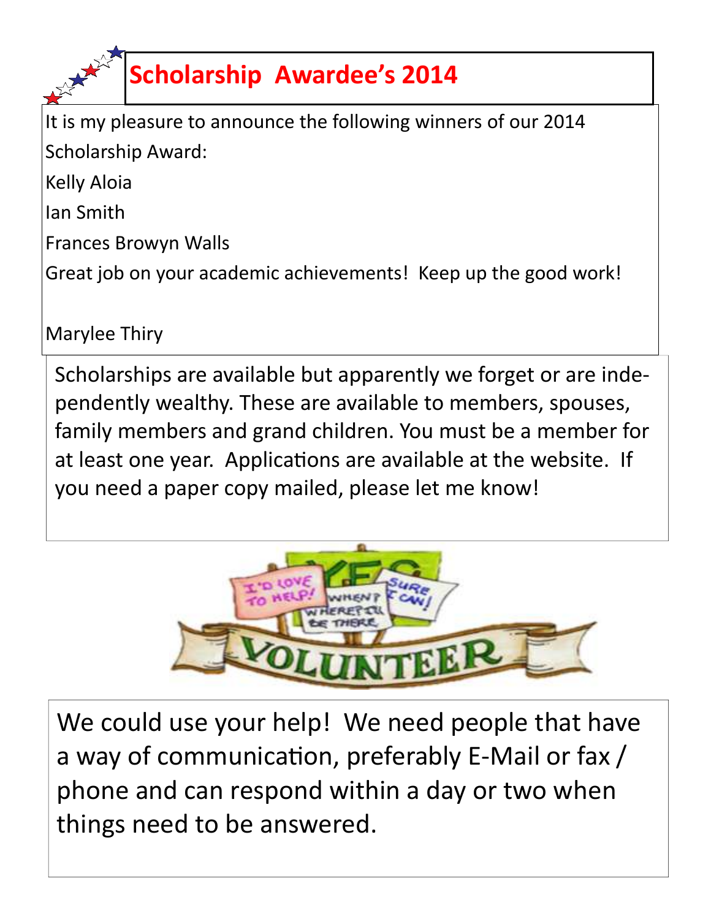# Scholarship Awardee's 2014

It is my pleasure to announce the following winners of our 2014 Scholarship Award:

Kelly Aloia

Ian Smith

Frances Browyn Walls

Great job on your academic achievements! Keep up the good work!

Marylee Thiry

Scholarships are available but apparently we forget or are independently wealthy. These are available to members, spouses, family members and grand children. You must be a member for at least one year. Applications are available at the website. If you need a paper copy mailed, please let me know!

We could use your help! We need people that have a way of communication, preferably E-Mail or fax / phone and can respond within a day or two when things need to be answered.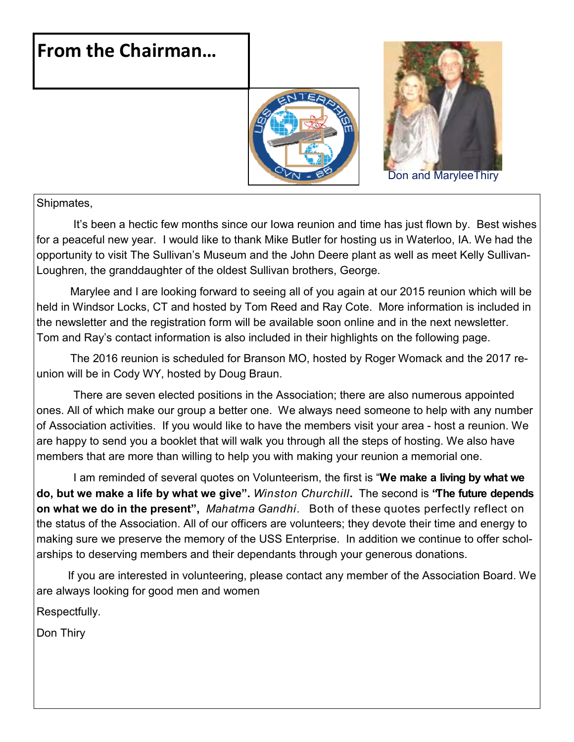# From the Chairman…

Don and MaryleeThiry

Shipmates,

It's been a hectic few months since our Iowa reunion and time has just flown by. Best wishes for a peaceful new year. I would like to thank Mike Butler for hosting us in Waterloo, IA. We had the opportunity to visit The Sullivan's Museum and the John Deere plant as well as meet Kelly Sullivan-Loughren, the granddaughter of the oldest Sullivan brothers, George.

Marylee and I are looking forward to seeing all of you again at our 2015 reunion which will be held in Windsor Locks, CT and hosted by Tom Reed and Ray Cote. More information is included in the newsletter and the registration form will be available soon online and in the next newsletter. Tom and Ray's contact information is also included in their highlights on the following page.

The 2016 reunion is scheduled for Branson MO, hosted by Roger Womack and the 2017 reunion will be in Cody WY, hosted by Doug Braun.

There are seven elected positions in the Association; there are also numerous appointed ones. All of which make our group a better one. We always need someone to help with any number of Association activities. If you would like to have the members visit your area - host a reunion. We are happy to send you a booklet that will walk you through all the steps of hosting. We also have members that are more than willing to help you with making your reunion a memorial one.

I am reminded of several quotes on Volunteerism, the first is "**We make a living by what we do, but we make a life by what we give".** *Winston Churchill*. The second is **"The future depends on what we do in the present",** *Mahatma Gandhi*. Both of these quotes perfectly reflect on the status of the Association. All of our officers are volunteers; they devote their time and energy to making sure we preserve the memory of the USS Enterprise. In addition we continue to offer scholarships to deserving members and their dependants through your generous donations.

If you are interested in volunteering, please contact any member of the Association Board. We are always looking for good men and women

Respectfully.

Don Thiry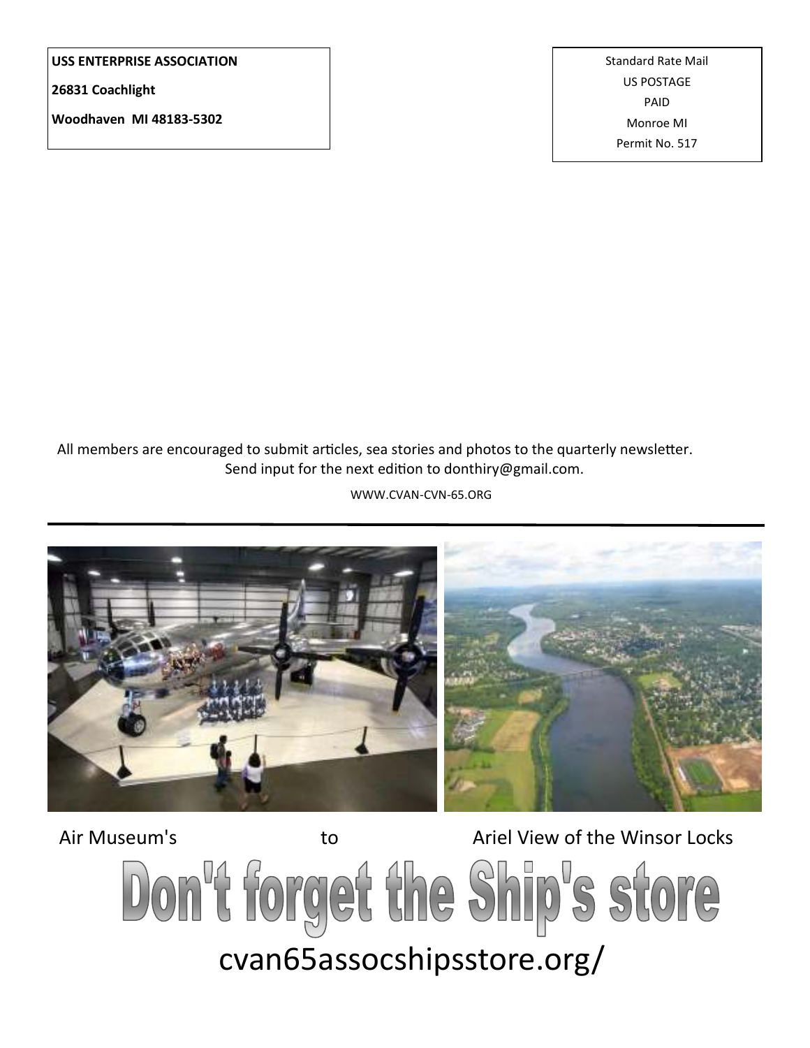**USS ENTERPRISE ASSOCIATION**

**26831 Coachlight**

**Woodhaven MI 48183-5302**

Standard Rate Mail
US POSTAGE
PAID
Monroe MI
Permit No. 517

All members are encouraged to submit articles, sea stories and photos to the quarterly newsletter. Send input for the next edition to donthiry@gmail.com.

WWW.CVAN-CVN-65.ORG

Air Museum's to Ariel View of the Winsor Locks

# Don't forget the Ship's store

cvan65assocshipsstore.org/